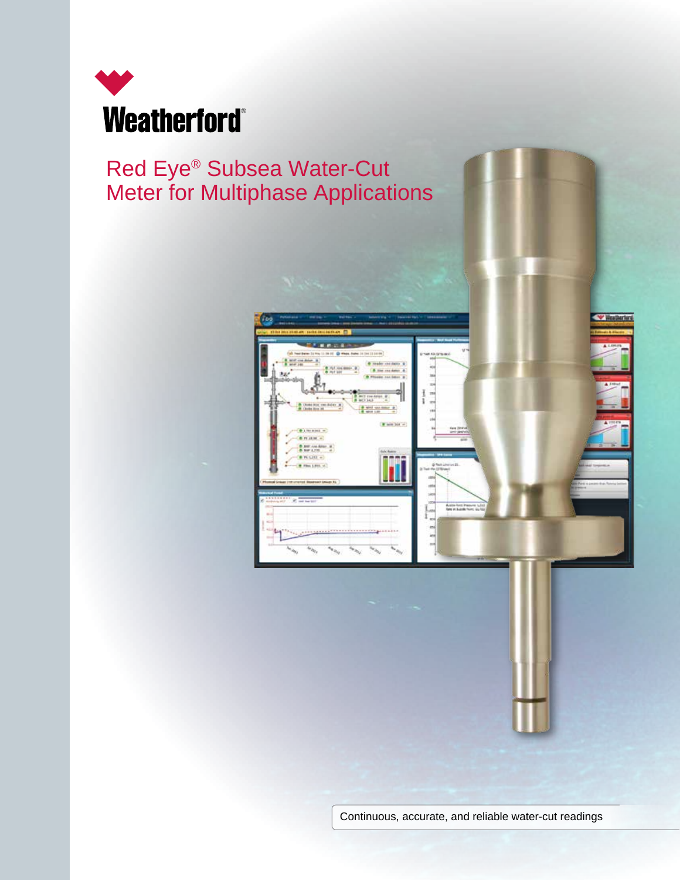Weatherford®

# Red Eye® Subsea Water-Cut Meter for Multiphase Applications

Continuous, accurate, and reliable water-cut readings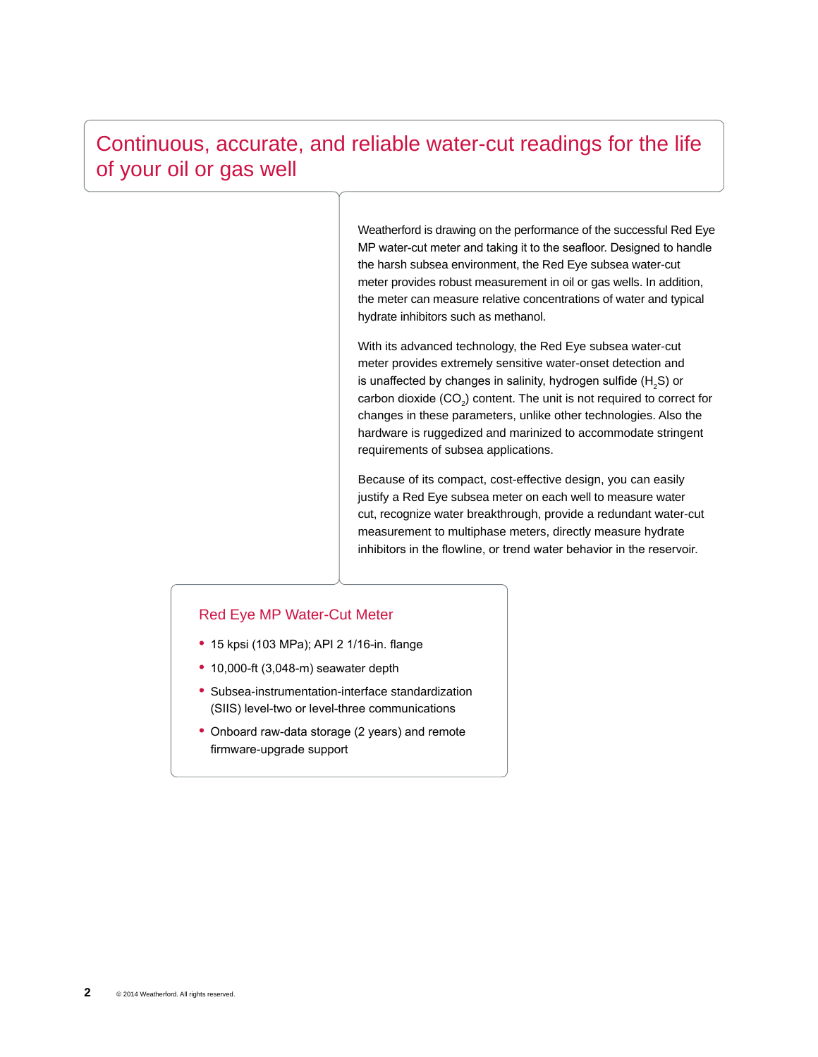# Continuous, accurate, and reliable water-cut readings for the life of your oil or gas well

Weatherford is drawing on the performance of the successful Red Eye MP water-cut meter and taking it to the seafloor. Designed to handle the harsh subsea environment, the Red Eye subsea water-cut meter provides robust measurement in oil or gas wells. In addition, the meter can measure relative concentrations of water and typical hydrate inhibitors such as methanol.

With its advanced technology, the Red Eye subsea water-cut meter provides extremely sensitive water-onset detection and is unaffected by changes in salinity, hydrogen sulfide ($H_2S$) or carbon dioxide ($CO_2$) content. The unit is not required to correct for changes in these parameters, unlike other technologies. Also the hardware is ruggedized and marinized to accommodate stringent requirements of subsea applications.

Because of its compact, cost-effective design, you can easily justify a Red Eye subsea meter on each well to measure water cut, recognize water breakthrough, provide a redundant water-cut measurement to multiphase meters, directly measure hydrate inhibitors in the flowline, or trend water behavior in the reservoir.

## Red Eye MP Water-Cut Meter

- 15 kpsi (103 MPa); API 2 1/16-in. flange
- 10,000-ft (3,048-m) seawater depth
- Subsea-instrumentation-interface standardization (SIIS) level-two or level-three communications
- Onboard raw-data storage (2 years) and remote firmware-upgrade support

© 2014 Weatherford. All rights reserved.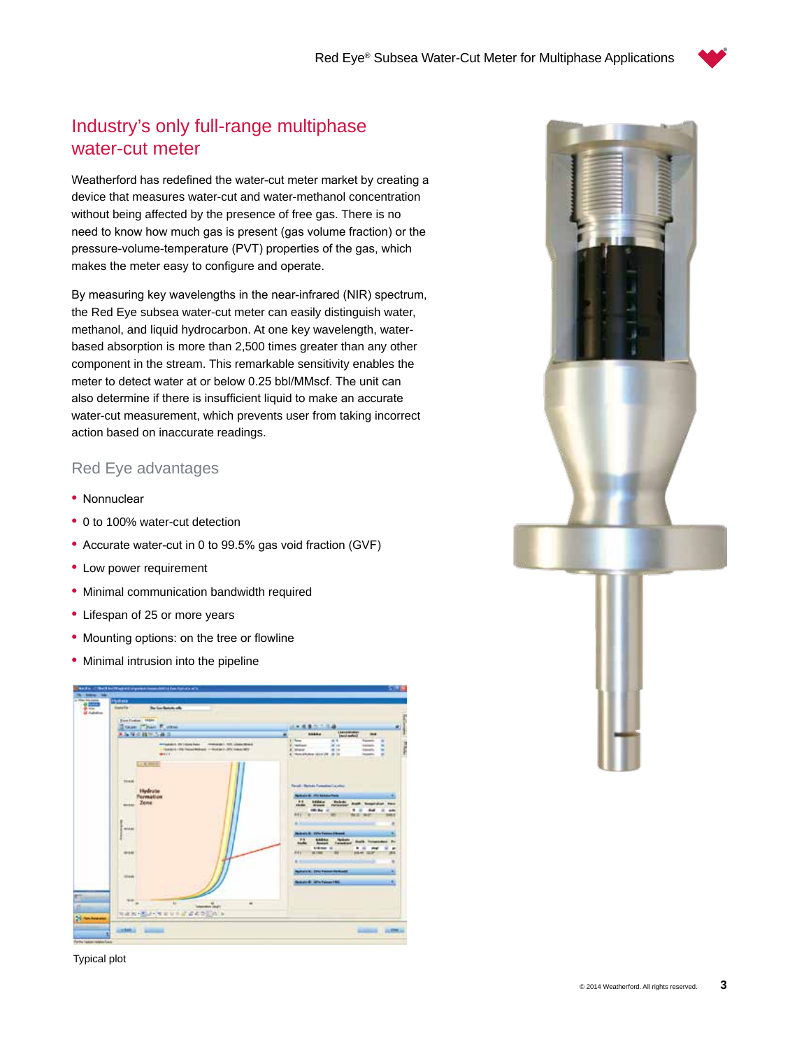## Industry's only full-range multiphase water-cut meter

Weatherford has redefined the water-cut meter market by creating a device that measures water-cut and water-methanol concentration without being affected by the presence of free gas. There is no need to know how much gas is present (gas volume fraction) or the pressure-volume-temperature (PVT) properties of the gas, which makes the meter easy to configure and operate.

By measuring key wavelengths in the near-infrared (NIR) spectrum, the Red Eye subsea water-cut meter can easily distinguish water, methanol, and liquid hydrocarbon. At one key wavelength, water-based absorption is more than 2,500 times greater than any other component in the stream. This remarkable sensitivity enables the meter to detect water at or below 0.25 bbl/MMscf. The unit can also determine if there is insufficient liquid to make an accurate water-cut measurement, which prevents user from taking incorrect action based on inaccurate readings.

### Red Eye advantages

- Nonnuclear
- 0 to 100% water-cut detection
- Accurate water-cut in 0 to 99.5% gas void fraction (GVF)
- Low power requirement
- Minimal communication bandwidth required
- Lifespan of 25 or more years
- Mounting options: on the tree or flowline
- Minimal intrusion into the pipeline

Typical plot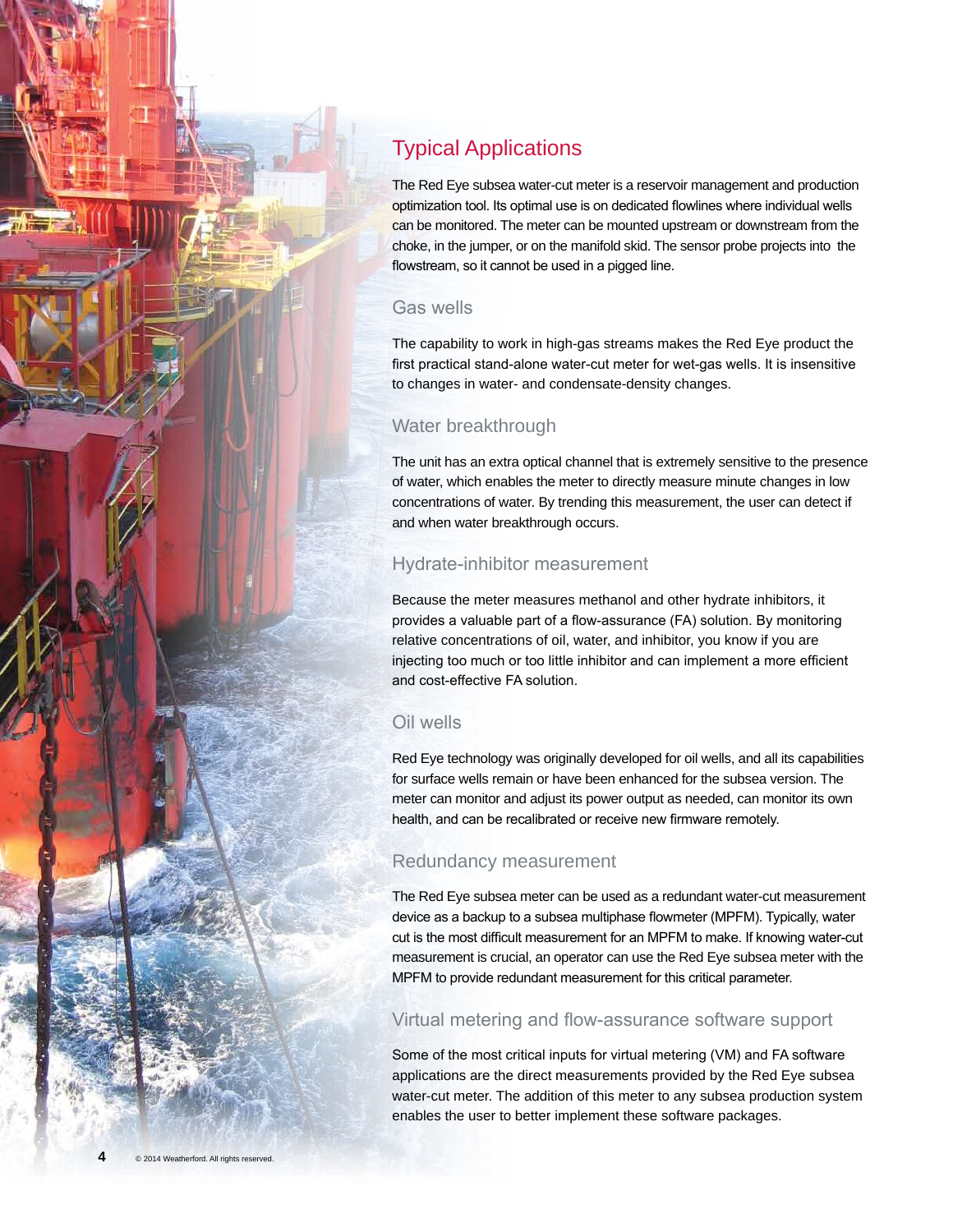## Typical Applications

The Red Eye subsea water-cut meter is a reservoir management and production optimization tool. Its optimal use is on dedicated flowlines where individual wells can be monitored. The meter can be mounted upstream or downstream from the choke, in the jumper, or on the manifold skid. The sensor probe projects into the flowstream, so it cannot be used in a pigged line.

### Gas wells

The capability to work in high-gas streams makes the Red Eye product the first practical stand-alone water-cut meter for wet-gas wells. It is insensitive to changes in water- and condensate-density changes.

### Water breakthrough

The unit has an extra optical channel that is extremely sensitive to the presence of water, which enables the meter to directly measure minute changes in low concentrations of water. By trending this measurement, the user can detect if and when water breakthrough occurs.

### Hydrate-inhibitor measurement

Because the meter measures methanol and other hydrate inhibitors, it provides a valuable part of a flow-assurance (FA) solution. By monitoring relative concentrations of oil, water, and inhibitor, you know if you are injecting too much or too little inhibitor and can implement a more efficient and cost-effective FA solution.

### Oil wells

Red Eye technology was originally developed for oil wells, and all its capabilities for surface wells remain or have been enhanced for the subsea version. The meter can monitor and adjust its power output as needed, can monitor its own health, and can be recalibrated or receive new firmware remotely.

### Redundancy measurement

The Red Eye subsea meter can be used as a redundant water-cut measurement device as a backup to a subsea multiphase flowmeter (MPFM). Typically, water cut is the most difficult measurement for an MPFM to make. If knowing water-cut measurement is crucial, an operator can use the Red Eye subsea meter with the MPFM to provide redundant measurement for this critical parameter.

### Virtual metering and flow-assurance software support

Some of the most critical inputs for virtual metering (VM) and FA software applications are the direct measurements provided by the Red Eye subsea water-cut meter. The addition of this meter to any subsea production system enables the user to better implement these software packages.

© 2014 Weatherford. All rights reserved.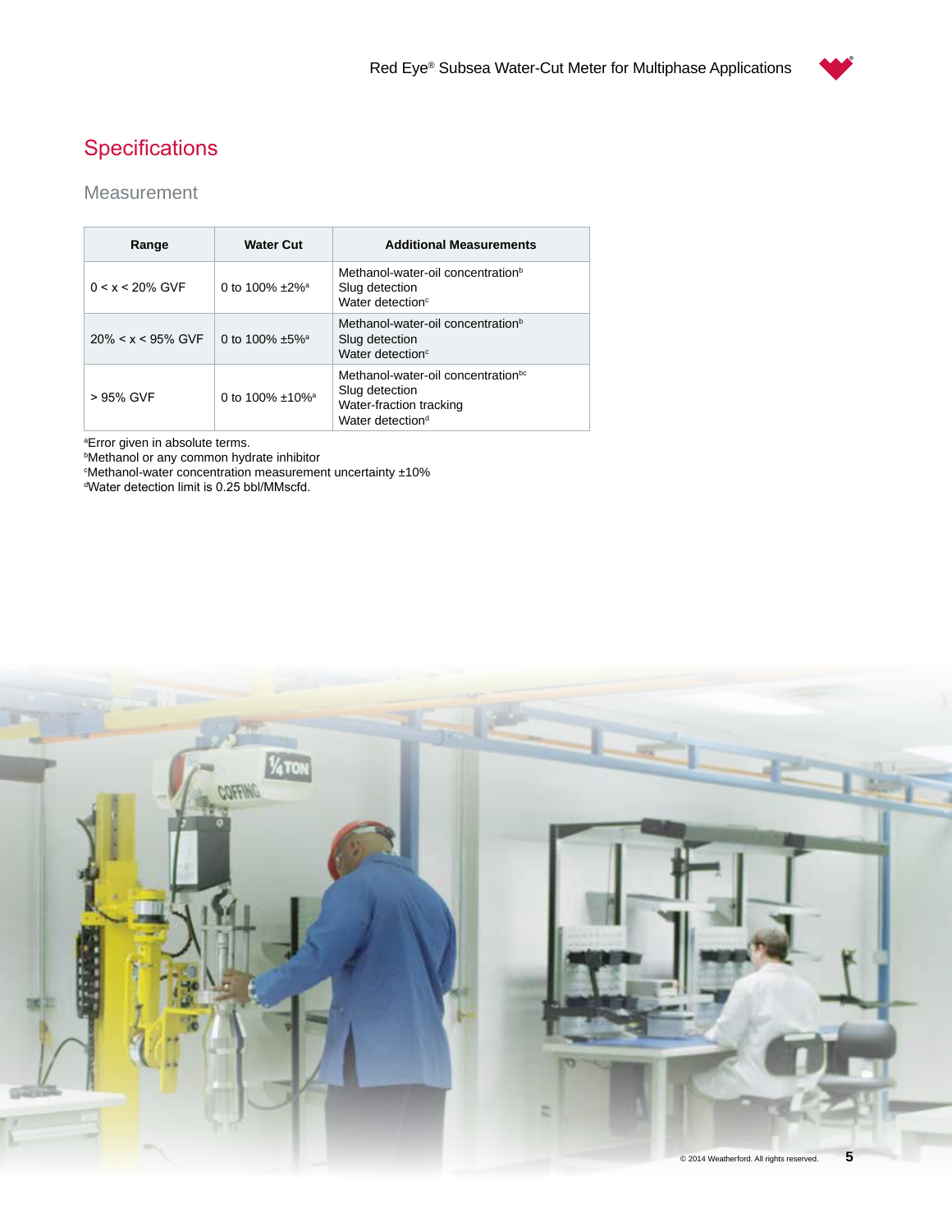# Specifications

## Measurement

| Range | Water Cut | Additional Measurements |
|---|---|---|
| 0 < x < 20% GVF | 0 to 100% ±2%[a] | Methanol-water-oil concentration[b]<br>Slug detection<br>Water detection[c] |
| 20% < x < 95% GVF | 0 to 100% ±5%[a] | Methanol-water-oil concentration[b]<br>Slug detection<br>Water detection[c] |
| > 95% GVF | 0 to 100% ±10%[a] | Methanol-water-oil concentration[bc]<br>Slug detection<br>Water-fraction tracking<br>Water detection[d] |

[a]Error given in absolute terms.
[b]Methanol or any common hydrate inhibitor
[c]Methanol-water concentration measurement uncertainty ±10%
[d]Water detection limit is 0.25 bbl/MMscfd.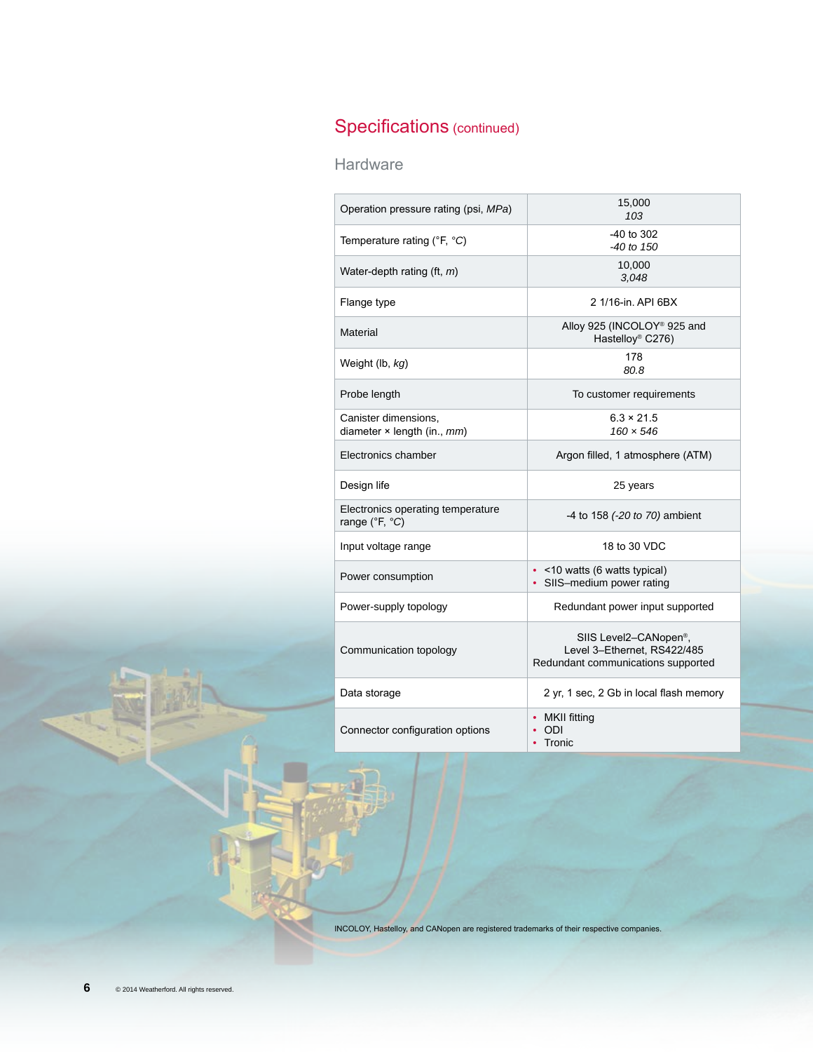## Specifications (continued)

### Hardware

| | |
|---|---|
| Operation pressure rating (psi, *MPa*) | 15,000<br>*103* |
| Temperature rating (°F, °*C*) | -40 to 302<br>*-40 to 150* |
| Water-depth rating (ft, *m*) | 10,000<br>*3,048* |
| Flange type | 2 1/16-in. API 6BX |
| Material | Alloy 925 (INCOLOY® 925 and Hastelloy® C276) |
| Weight (lb, *kg*) | 178<br>*80.8* |
| Probe length | To customer requirements |
| Canister dimensions, diameter × length (in., *mm*) | 6.3 × 21.5<br>*160 × 546* |
| Electronics chamber | Argon filled, 1 atmosphere (ATM) |
| Design life | 25 years |
| Electronics operating temperature range (°F, °*C*) | -4 to 158 *(-20 to 70)* ambient |
| Input voltage range | 18 to 30 VDC |
| Power consumption | • <10 watts (6 watts typical)<br>• SIIS–medium power rating |
| Power-supply topology | Redundant power input supported |
| Communication topology | SIIS Level2–CANopen®,<br>Level 3–Ethernet, RS422/485<br>Redundant communications supported |
| Data storage | 2 yr, 1 sec, 2 Gb in local flash memory |
| Connector configuration options | • MKII fitting<br>• ODI<br>• Tronic |

INCOLOY, Hastelloy, and CANopen are registered trademarks of their respective companies.

© 2014 Weatherford. All rights reserved.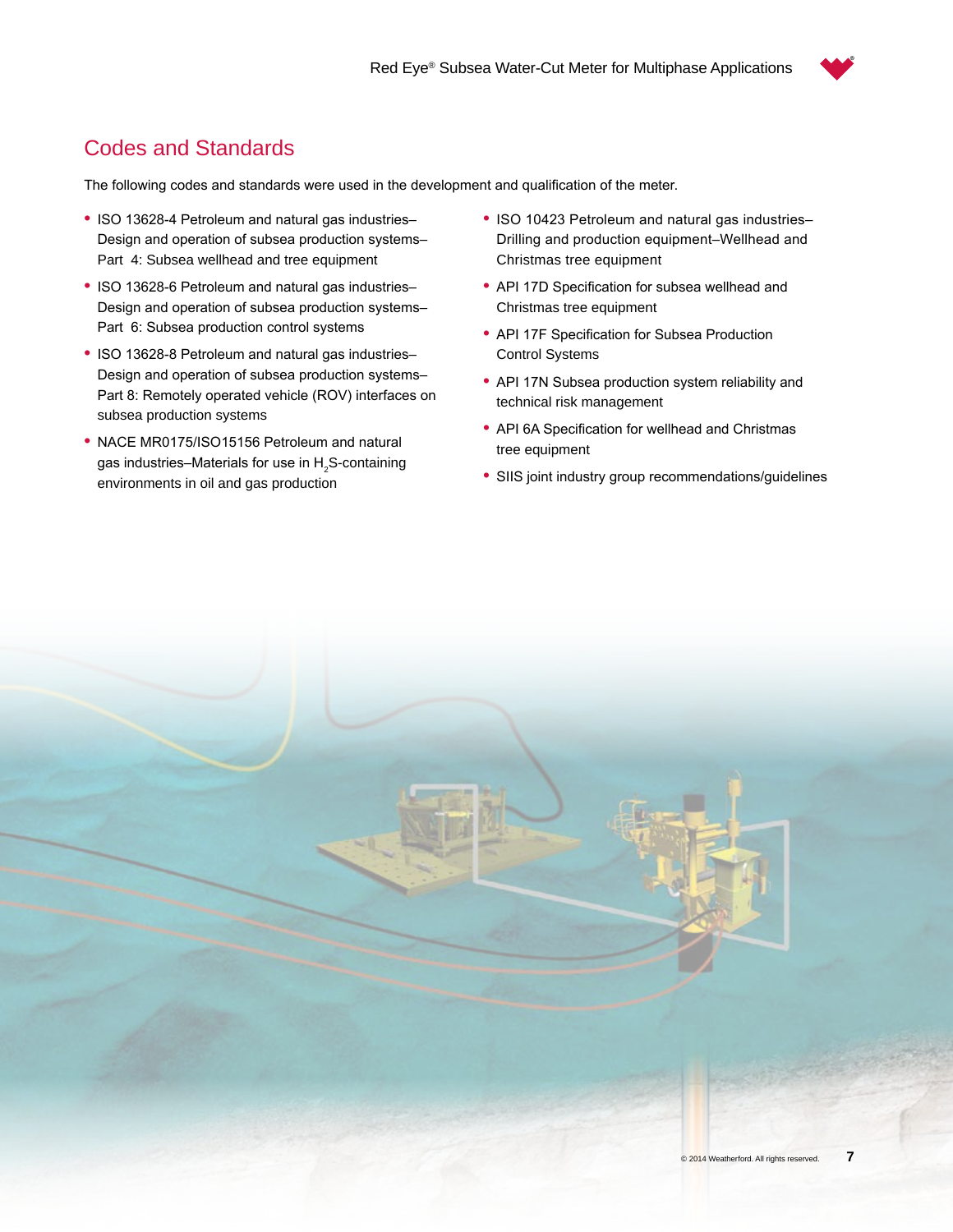## Codes and Standards

The following codes and standards were used in the development and qualification of the meter.

- ISO 13628-4 Petroleum and natural gas industries–Design and operation of subsea production systems–Part 4: Subsea wellhead and tree equipment
- ISO 13628-6 Petroleum and natural gas industries–Design and operation of subsea production systems–Part 6: Subsea production control systems
- ISO 13628-8 Petroleum and natural gas industries–Design and operation of subsea production systems–Part 8: Remotely operated vehicle (ROV) interfaces on subsea production systems
- NACE MR0175/ISO15156 Petroleum and natural gas industries–Materials for use in $H_2S$-containing environments in oil and gas production
- ISO 10423 Petroleum and natural gas industries–Drilling and production equipment–Wellhead and Christmas tree equipment
- API 17D Specification for subsea wellhead and Christmas tree equipment
- API 17F Specification for Subsea Production Control Systems
- API 17N Subsea production system reliability and technical risk management
- API 6A Specification for wellhead and Christmas tree equipment
- SIIS joint industry group recommendations/guidelines

© 2014 Weatherford. All rights reserved.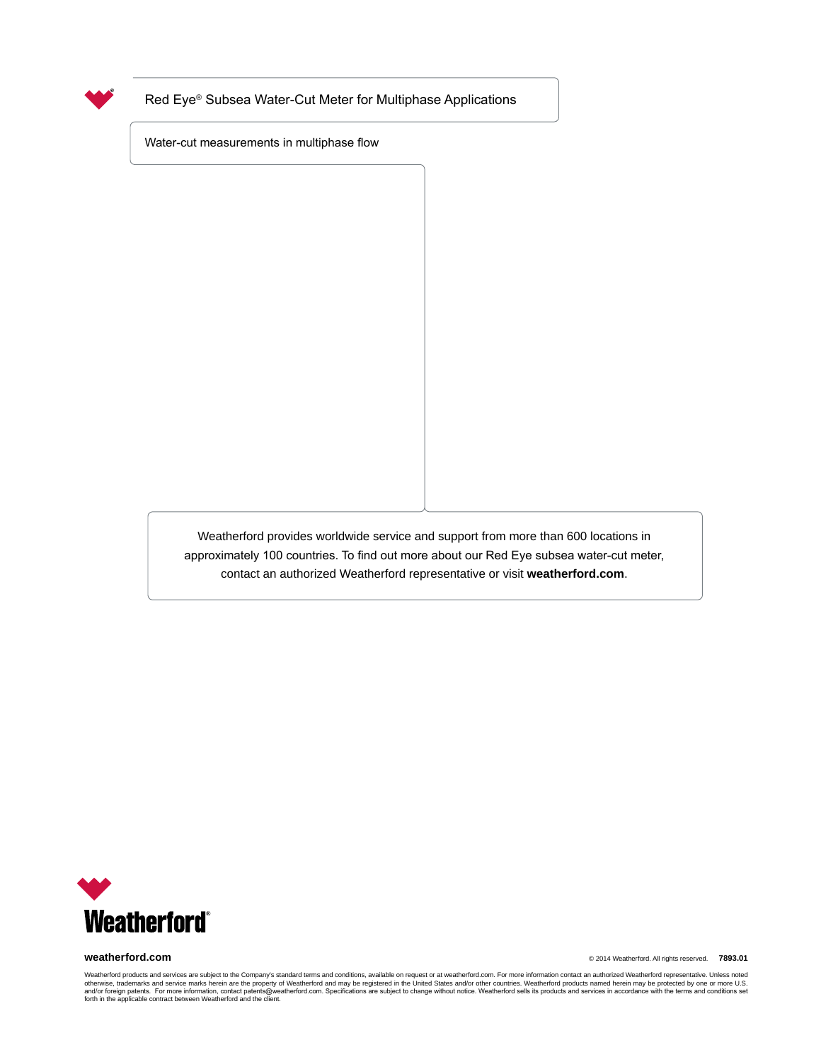# Red Eye® Subsea Water-Cut Meter for Multiphase Applications

## Water-cut measurements in multiphase flow

Weatherford provides worldwide service and support from more than 600 locations in approximately 100 countries. To find out more about our Red Eye subsea water-cut meter, contact an authorized Weatherford representative or visit **weatherford.com**.

Weatherford®

**weatherford.com**

© 2014 Weatherford. All rights reserved. **7893.01**

Weatherford products and services are subject to the Company's standard terms and conditions, available on request or at weatherford.com. For more information contact an authorized Weatherford representative. Unless noted otherwise, trademarks and service marks herein are the property of Weatherford and may be registered in the United States and/or other countries. Weatherford products named herein may be protected by one or more U.S. and/or foreign patents. For more information, contact patents@weatherford.com. Specifications are subject to change without notice. Weatherford sells its products and services in accordance with the terms and conditions set forth in the applicable contract between Weatherford and the client.